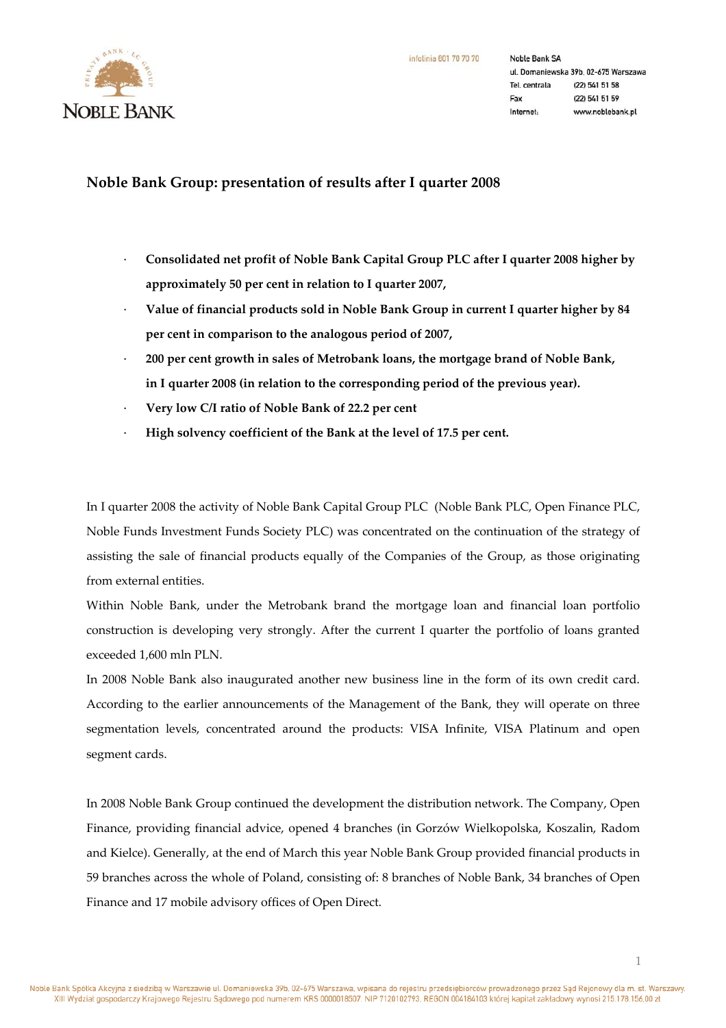# Noble Bank Group: presentation of results after I quarter 2008

- **Consolidated net profit of Noble Bank Capital Group PLC after I quarter 2008 higher by approximately 50 per cent in relation to I quarter 2007,**
- **Value of financial products sold in Noble Bank Group in current I quarter higher by 84 per cent in comparison to the analogous period of 2007,**
- **200 per cent growth in sales of Metrobank loans, the mortgage brand of Noble Bank, in I quarter 2008 (in relation to the corresponding period of the previous year).**
- **Very low C/I ratio of Noble Bank of 22.2 per cent**
- **High solvency coefficient of the Bank at the level of 17.5 per cent.**

In I quarter 2008 the activity of Noble Bank Capital Group PLC (Noble Bank PLC, Open Finance PLC, Noble Funds Investment Funds Society PLC) was concentrated on the continuation of the strategy of assisting the sale of financial products equally of the Companies of the Group, as those originating from external entities.

Within Noble Bank, under the Metrobank brand the mortgage loan and financial loan portfolio construction is developing very strongly. After the current I quarter the portfolio of loans granted exceeded 1,600 mln PLN.

In 2008 Noble Bank also inaugurated another new business line in the form of its own credit card. According to the earlier announcements of the Management of the Bank, they will operate on three segmentation levels, concentrated around the products: VISA Infinite, VISA Platinum and open segment cards.

In 2008 Noble Bank Group continued the development the distribution network. The Company, Open Finance, providing financial advice, opened 4 branches (in Gorzów Wielkopolska, Koszalin, Radom and Kielce). Generally, at the end of March this year Noble Bank Group provided financial products in 59 branches across the whole of Poland, consisting of: 8 branches of Noble Bank, 34 branches of Open Finance and 17 mobile advisory offices of Open Direct.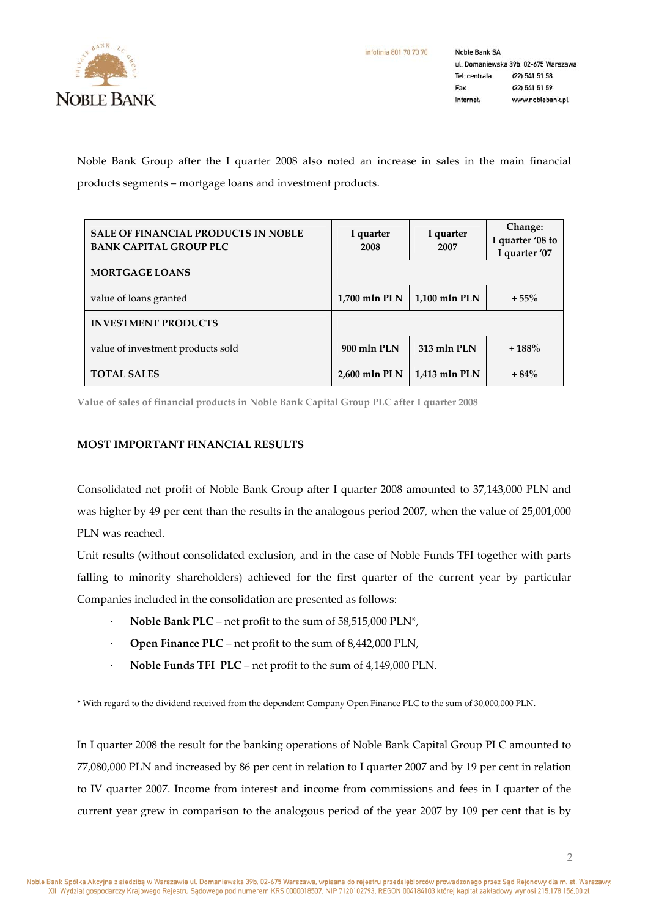Noble Bank Group after the I quarter 2008 also noted an increase in sales in the main financial products segments – mortgage loans and investment products.

| SALE OF FINANCIAL PRODUCTS IN NOBLE BANK CAPITAL GROUP PLC | I quarter 2008 | I quarter 2007 | Change: I quarter '08 to I quarter '07 |
|---|---|---|---|
| **MORTGAGE LOANS** | | | |
| value of loans granted | 1,700 mln PLN | 1,100 mln PLN | + 55% |
| **INVESTMENT PRODUCTS** | | | |
| value of investment products sold | 900 mln PLN | 313 mln PLN | + 188% |
| **TOTAL SALES** | 2,600 mln PLN | 1,413 mln PLN | + 84% |

Value of sales of financial products in Noble Bank Capital Group PLC after I quarter 2008

## MOST IMPORTANT FINANCIAL RESULTS

Consolidated net profit of Noble Bank Group after I quarter 2008 amounted to 37,143,000 PLN and was higher by 49 per cent than the results in the analogous period 2007, when the value of 25,001,000 PLN was reached.

Unit results (without consolidated exclusion, and in the case of Noble Funds TFI together with parts falling to minority shareholders) achieved for the first quarter of the current year by particular Companies included in the consolidation are presented as follows:

- **Noble Bank PLC** – net profit to the sum of 58,515,000 PLN*,
- **Open Finance PLC** – net profit to the sum of 8,442,000 PLN,
- **Noble Funds TFI PLC** – net profit to the sum of 4,149,000 PLN.

* With regard to the dividend received from the dependent Company Open Finance PLC to the sum of 30,000,000 PLN.

In I quarter 2008 the result for the banking operations of Noble Bank Capital Group PLC amounted to 77,080,000 PLN and increased by 86 per cent in relation to I quarter 2007 and by 19 per cent in relation to IV quarter 2007. Income from interest and income from commissions and fees in I quarter of the current year grew in comparison to the analogous period of the year 2007 by 109 per cent that is by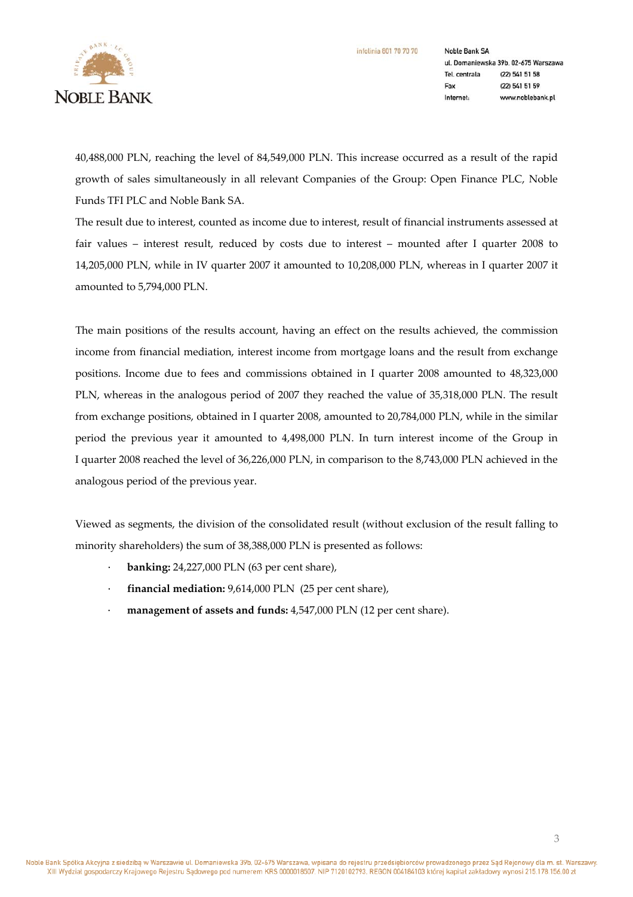40,488,000 PLN, reaching the level of 84,549,000 PLN. This increase occurred as a result of the rapid growth of sales simultaneously in all relevant Companies of the Group: Open Finance PLC, Noble Funds TFI PLC and Noble Bank SA.

The result due to interest, counted as income due to interest, result of financial instruments assessed at fair values – interest result, reduced by costs due to interest – mounted after I quarter 2008 to 14,205,000 PLN, while in IV quarter 2007 it amounted to 10,208,000 PLN, whereas in I quarter 2007 it amounted to 5,794,000 PLN.

The main positions of the results account, having an effect on the results achieved, the commission income from financial mediation, interest income from mortgage loans and the result from exchange positions. Income due to fees and commissions obtained in I quarter 2008 amounted to 48,323,000 PLN, whereas in the analogous period of 2007 they reached the value of 35,318,000 PLN. The result from exchange positions, obtained in I quarter 2008, amounted to 20,784,000 PLN, while in the similar period the previous year it amounted to 4,498,000 PLN. In turn interest income of the Group in I quarter 2008 reached the level of 36,226,000 PLN, in comparison to the 8,743,000 PLN achieved in the analogous period of the previous year.

Viewed as segments, the division of the consolidated result (without exclusion of the result falling to minority shareholders) the sum of 38,388,000 PLN is presented as follows:

- **banking:** 24,227,000 PLN (63 per cent share),
- **financial mediation:** 9,614,000 PLN (25 per cent share),
- **management of assets and funds:** 4,547,000 PLN (12 per cent share).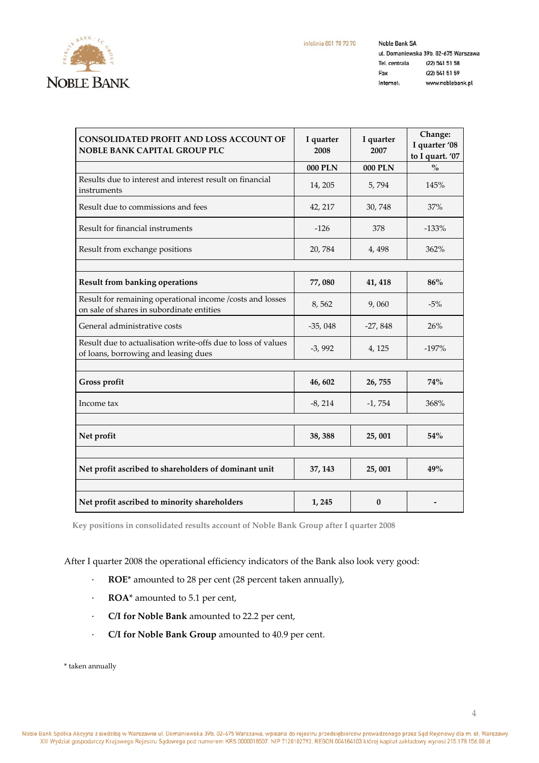| CONSOLIDATED PROFIT AND LOSS ACCOUNT OF NOBLE BANK CAPITAL GROUP PLC | I quarter 2008 | I quarter 2007 | Change: I quarter '08 to I quart. '07 |
|---|---|---|---|
| | 000 PLN | 000 PLN | % |
| Results due to interest and interest result on financial instruments | 14, 205 | 5, 794 | 145% |
| Result due to commissions and fees | 42, 217 | 30, 748 | 37% |
| Result for financial instruments | -126 | 378 | -133% |
| Result from exchange positions | 20, 784 | 4, 498 | 362% |
| | | | |
| **Result from banking operations** | **77, 080** | **41, 418** | **86%** |
| Result for remaining operational income /costs and losses on sale of shares in subordinate entities | 8, 562 | 9, 060 | -5% |
| General administrative costs | -35, 048 | -27, 848 | 26% |
| Result due to actualisation write-offs due to loss of values of loans, borrowing and leasing dues | -3, 992 | 4, 125 | -197% |
| | | | |
| **Gross profit** | **46, 602** | **26, 755** | **74%** |
| Income tax | -8, 214 | -1, 754 | 368% |
| | | | |
| **Net profit** | **38, 388** | **25, 001** | **54%** |
| | | | |
| **Net profit ascribed to shareholders of dominant unit** | **37, 143** | **25, 001** | **49%** |
| | | | |
| **Net profit ascribed to minority shareholders** | **1, 245** | **0** | **-** |

**Key positions in consolidated results account of Noble Bank Group after I quarter 2008**

After I quarter 2008 the operational efficiency indicators of the Bank also look very good:

- **ROE*** amounted to 28 per cent (28 percent taken annually),
- **ROA*** amounted to 5.1 per cent,
- **C/I for Noble Bank** amounted to 22.2 per cent,
- **C/I for Noble Bank Group** amounted to 40.9 per cent.

* taken annually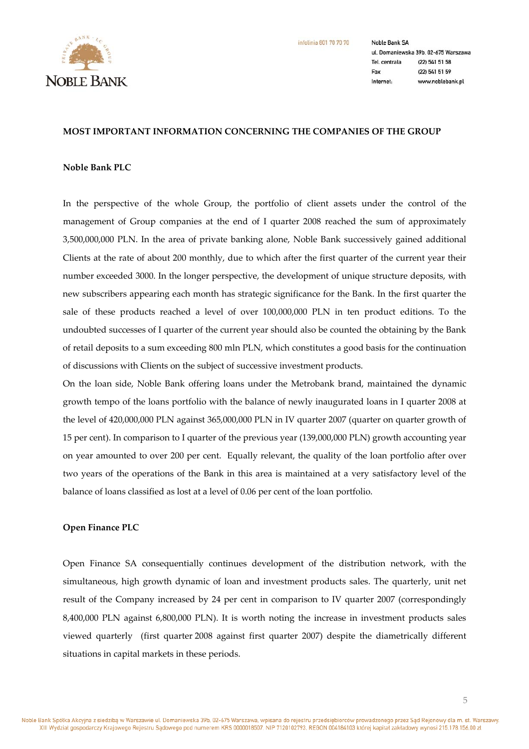**MOST IMPORTANT INFORMATION CONCERNING THE COMPANIES OF THE GROUP**

**Noble Bank PLC**

In the perspective of the whole Group, the portfolio of client assets under the control of the management of Group companies at the end of I quarter 2008 reached the sum of approximately 3,500,000,000 PLN. In the area of private banking alone, Noble Bank successively gained additional Clients at the rate of about 200 monthly, due to which after the first quarter of the current year their number exceeded 3000. In the longer perspective, the development of unique structure deposits, with new subscribers appearing each month has strategic significance for the Bank. In the first quarter the sale of these products reached a level of over 100,000,000 PLN in ten product editions. To the undoubted successes of I quarter of the current year should also be counted the obtaining by the Bank of retail deposits to a sum exceeding 800 mln PLN, which constitutes a good basis for the continuation of discussions with Clients on the subject of successive investment products.

On the loan side, Noble Bank offering loans under the Metrobank brand, maintained the dynamic growth tempo of the loans portfolio with the balance of newly inaugurated loans in I quarter 2008 at the level of 420,000,000 PLN against 365,000,000 PLN in IV quarter 2007 (quarter on quarter growth of 15 per cent). In comparison to I quarter of the previous year (139,000,000 PLN) growth accounting year on year amounted to over 200 per cent. Equally relevant, the quality of the loan portfolio after over two years of the operations of the Bank in this area is maintained at a very satisfactory level of the balance of loans classified as lost at a level of 0.06 per cent of the loan portfolio.

**Open Finance PLC**

Open Finance SA consequentially continues development of the distribution network, with the simultaneous, high growth dynamic of loan and investment products sales. The quarterly, unit net result of the Company increased by 24 per cent in comparison to IV quarter 2007 (correspondingly 8,400,000 PLN against 6,800,000 PLN). It is worth noting the increase in investment products sales viewed quarterly (first quarter 2008 against first quarter 2007) despite the diametrically different situations in capital markets in these periods.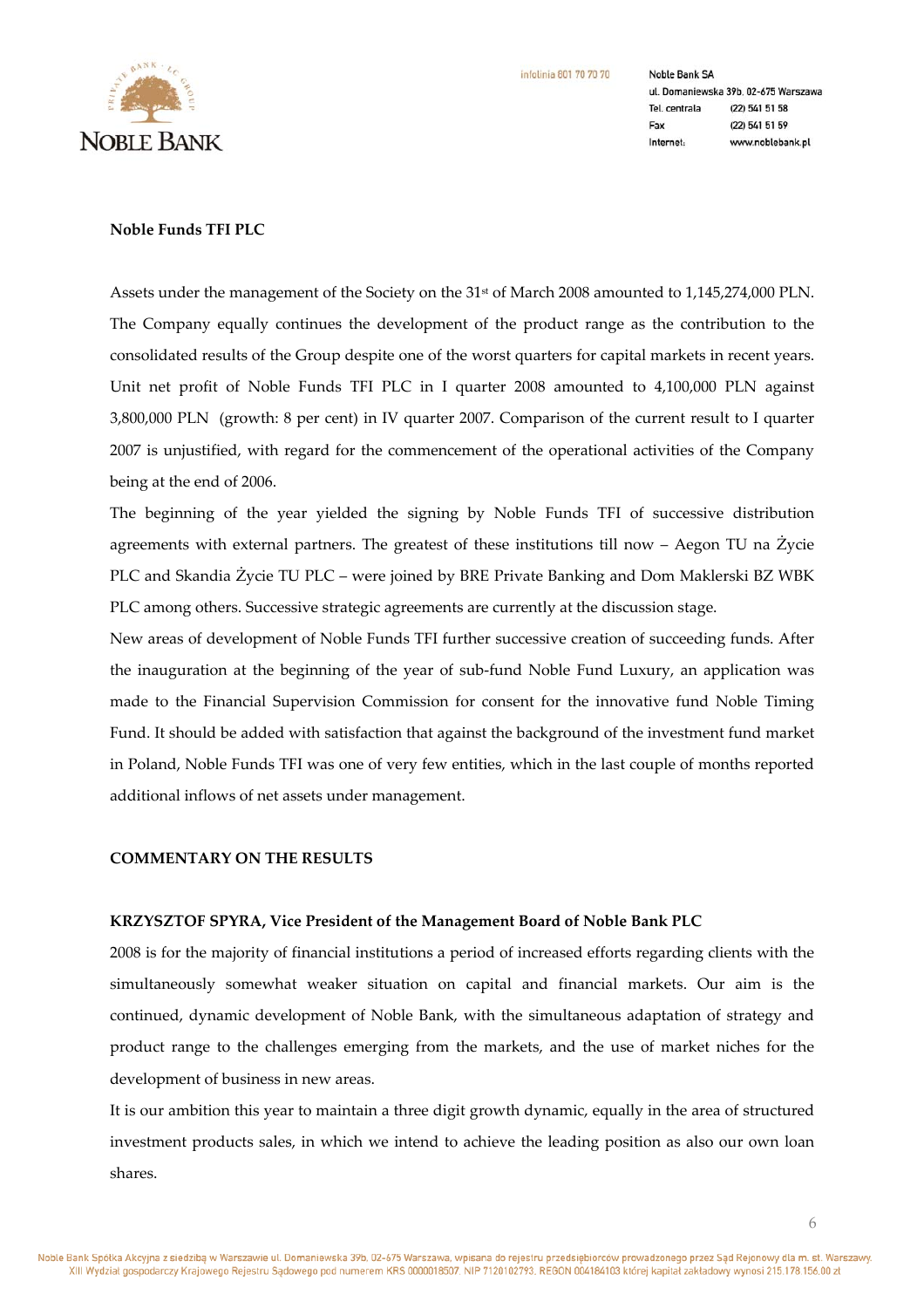**Noble Funds TFI PLC**

Assets under the management of the Society on the 31st of March 2008 amounted to 1,145,274,000 PLN. The Company equally continues the development of the product range as the contribution to the consolidated results of the Group despite one of the worst quarters for capital markets in recent years. Unit net profit of Noble Funds TFI PLC in I quarter 2008 amounted to 4,100,000 PLN against 3,800,000 PLN (growth: 8 per cent) in IV quarter 2007. Comparison of the current result to I quarter 2007 is unjustified, with regard for the commencement of the operational activities of the Company being at the end of 2006.

The beginning of the year yielded the signing by Noble Funds TFI of successive distribution agreements with external partners. The greatest of these institutions till now – Aegon TU na Życie PLC and Skandia Życie TU PLC – were joined by BRE Private Banking and Dom Maklerski BZ WBK PLC among others. Successive strategic agreements are currently at the discussion stage.

New areas of development of Noble Funds TFI further successive creation of succeeding funds. After the inauguration at the beginning of the year of sub-fund Noble Fund Luxury, an application was made to the Financial Supervision Commission for consent for the innovative fund Noble Timing Fund. It should be added with satisfaction that against the background of the investment fund market in Poland, Noble Funds TFI was one of very few entities, which in the last couple of months reported additional inflows of net assets under management.

**COMMENTARY ON THE RESULTS**

**KRZYSZTOF SPYRA, Vice President of the Management Board of Noble Bank PLC**

2008 is for the majority of financial institutions a period of increased efforts regarding clients with the simultaneously somewhat weaker situation on capital and financial markets. Our aim is the continued, dynamic development of Noble Bank, with the simultaneous adaptation of strategy and product range to the challenges emerging from the markets, and the use of market niches for the development of business in new areas.

It is our ambition this year to maintain a three digit growth dynamic, equally in the area of structured investment products sales, in which we intend to achieve the leading position as also our own loan shares.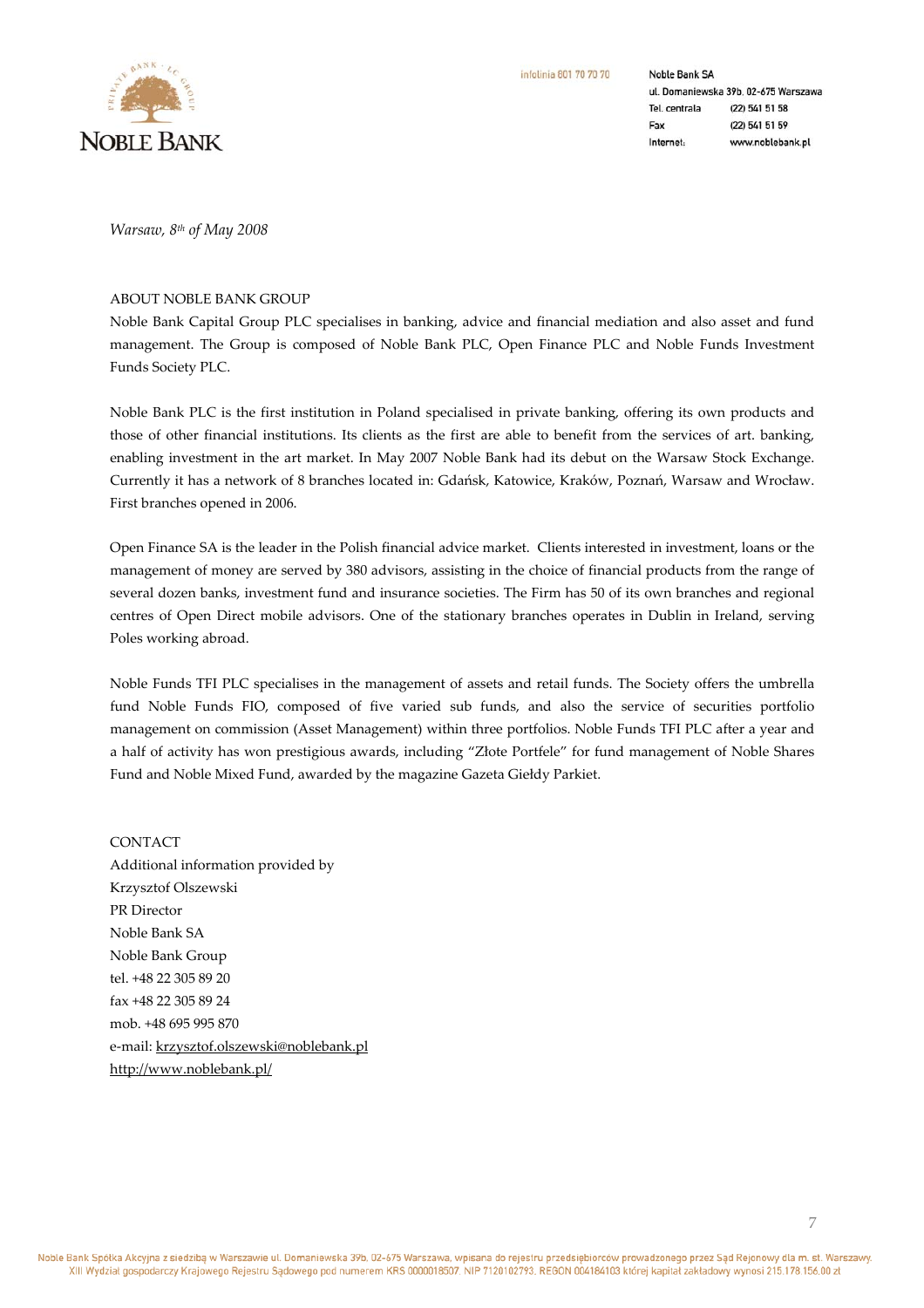*Warsaw, 8th of May 2008*

ABOUT NOBLE BANK GROUP

Noble Bank Capital Group PLC specialises in banking, advice and financial mediation and also asset and fund management. The Group is composed of Noble Bank PLC, Open Finance PLC and Noble Funds Investment Funds Society PLC.

Noble Bank PLC is the first institution in Poland specialised in private banking, offering its own products and those of other financial institutions. Its clients as the first are able to benefit from the services of art. banking, enabling investment in the art market. In May 2007 Noble Bank had its debut on the Warsaw Stock Exchange. Currently it has a network of 8 branches located in: Gdańsk, Katowice, Kraków, Poznań, Warsaw and Wrocław. First branches opened in 2006.

Open Finance SA is the leader in the Polish financial advice market. Clients interested in investment, loans or the management of money are served by 380 advisors, assisting in the choice of financial products from the range of several dozen banks, investment fund and insurance societies. The Firm has 50 of its own branches and regional centres of Open Direct mobile advisors. One of the stationary branches operates in Dublin in Ireland, serving Poles working abroad.

Noble Funds TFI PLC specialises in the management of assets and retail funds. The Society offers the umbrella fund Noble Funds FIO, composed of five varied sub funds, and also the service of securities portfolio management on commission (Asset Management) within three portfolios. Noble Funds TFI PLC after a year and a half of activity has won prestigious awards, including "Złote Portfele" for fund management of Noble Shares Fund and Noble Mixed Fund, awarded by the magazine Gazeta Giełdy Parkiet.

CONTACT
Additional information provided by
Krzysztof Olszewski
PR Director
Noble Bank SA
Noble Bank Group
tel. +48 22 305 89 20
fax +48 22 305 89 24
mob. +48 695 995 870
e-mail: krzysztof.olszewski@noblebank.pl
http://www.noblebank.pl/